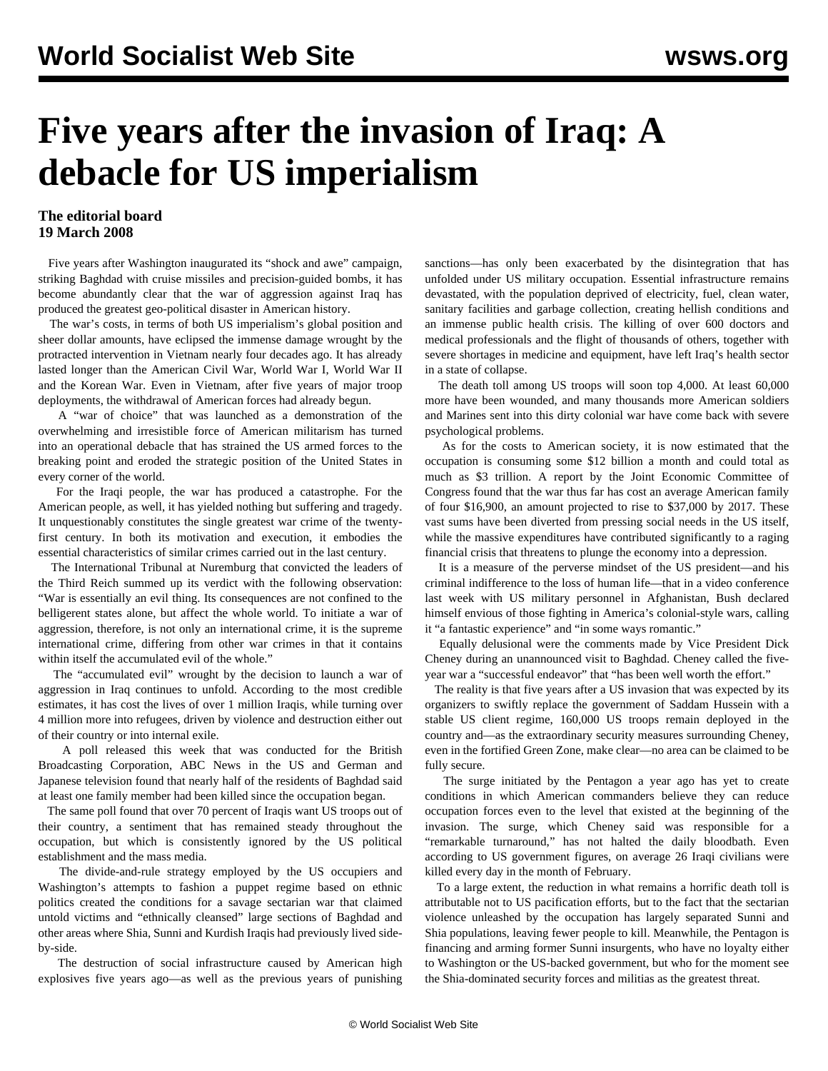# Five years after the invasion of Iraq: A debacle for US imperialism

**The editorial board**
**19 March 2008**

Five years after Washington inaugurated its "shock and awe" campaign, striking Baghdad with cruise missiles and precision-guided bombs, it has become abundantly clear that the war of aggression against Iraq has produced the greatest geo-political disaster in American history.

The war's costs, in terms of both US imperialism's global position and sheer dollar amounts, have eclipsed the immense damage wrought by the protracted intervention in Vietnam nearly four decades ago. It has already lasted longer than the American Civil War, World War I, World War II and the Korean War. Even in Vietnam, after five years of major troop deployments, the withdrawal of American forces had already begun.

A "war of choice" that was launched as a demonstration of the overwhelming and irresistible force of American militarism has turned into an operational debacle that has strained the US armed forces to the breaking point and eroded the strategic position of the United States in every corner of the world.

For the Iraqi people, the war has produced a catastrophe. For the American people, as well, it has yielded nothing but suffering and tragedy. It unquestionably constitutes the single greatest war crime of the twenty-first century. In both its motivation and execution, it embodies the essential characteristics of similar crimes carried out in the last century.

The International Tribunal at Nuremburg that convicted the leaders of the Third Reich summed up its verdict with the following observation: "War is essentially an evil thing. Its consequences are not confined to the belligerent states alone, but affect the whole world. To initiate a war of aggression, therefore, is not only an international crime, it is the supreme international crime, differing from other war crimes in that it contains within itself the accumulated evil of the whole."

The "accumulated evil" wrought by the decision to launch a war of aggression in Iraq continues to unfold. According to the most credible estimates, it has cost the lives of over 1 million Iraqis, while turning over 4 million more into refugees, driven by violence and destruction either out of their country or into internal exile.

A poll released this week that was conducted for the British Broadcasting Corporation, ABC News in the US and German and Japanese television found that nearly half of the residents of Baghdad said at least one family member had been killed since the occupation began.

The same poll found that over 70 percent of Iraqis want US troops out of their country, a sentiment that has remained steady throughout the occupation, but which is consistently ignored by the US political establishment and the mass media.

The divide-and-rule strategy employed by the US occupiers and Washington's attempts to fashion a puppet regime based on ethnic politics created the conditions for a savage sectarian war that claimed untold victims and "ethnically cleansed" large sections of Baghdad and other areas where Shia, Sunni and Kurdish Iraqis had previously lived side-by-side.

The destruction of social infrastructure caused by American high explosives five years ago—as well as the previous years of punishing sanctions—has only been exacerbated by the disintegration that has unfolded under US military occupation. Essential infrastructure remains devastated, with the population deprived of electricity, fuel, clean water, sanitary facilities and garbage collection, creating hellish conditions and an immense public health crisis. The killing of over 600 doctors and medical professionals and the flight of thousands of others, together with severe shortages in medicine and equipment, have left Iraq's health sector in a state of collapse.

The death toll among US troops will soon top 4,000. At least 60,000 more have been wounded, and many thousands more American soldiers and Marines sent into this dirty colonial war have come back with severe psychological problems.

As for the costs to American society, it is now estimated that the occupation is consuming some $12 billion a month and could total as much as $3 trillion. A report by the Joint Economic Committee of Congress found that the war thus far has cost an average American family of four $16,900, an amount projected to rise to $37,000 by 2017. These vast sums have been diverted from pressing social needs in the US itself, while the massive expenditures have contributed significantly to a raging financial crisis that threatens to plunge the economy into a depression.

It is a measure of the perverse mindset of the US president—and his criminal indifference to the loss of human life—that in a video conference last week with US military personnel in Afghanistan, Bush declared himself envious of those fighting in America's colonial-style wars, calling it "a fantastic experience" and "in some ways romantic."

Equally delusional were the comments made by Vice President Dick Cheney during an unannounced visit to Baghdad. Cheney called the five-year war a "successful endeavor" that "has been well worth the effort."

The reality is that five years after a US invasion that was expected by its organizers to swiftly replace the government of Saddam Hussein with a stable US client regime, 160,000 US troops remain deployed in the country and—as the extraordinary security measures surrounding Cheney, even in the fortified Green Zone, make clear—no area can be claimed to be fully secure.

The surge initiated by the Pentagon a year ago has yet to create conditions in which American commanders believe they can reduce occupation forces even to the level that existed at the beginning of the invasion. The surge, which Cheney said was responsible for a "remarkable turnaround," has not halted the daily bloodbath. Even according to US government figures, on average 26 Iraqi civilians were killed every day in the month of February.

To a large extent, the reduction in what remains a horrific death toll is attributable not to US pacification efforts, but to the fact that the sectarian violence unleashed by the occupation has largely separated Sunni and Shia populations, leaving fewer people to kill. Meanwhile, the Pentagon is financing and arming former Sunni insurgents, who have no loyalty either to Washington or the US-backed government, but who for the moment see the Shia-dominated security forces and militias as the greatest threat.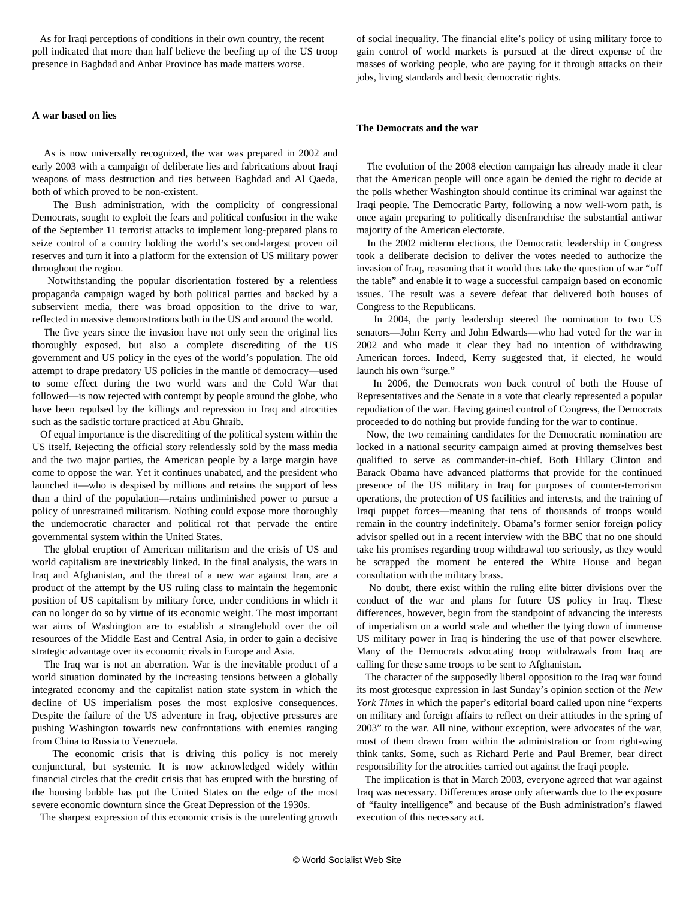As for Iraqi perceptions of conditions in their own country, the recent poll indicated that more than half believe the beefing up of the US troop presence in Baghdad and Anbar Province has made matters worse.

### A war based on lies

As is now universally recognized, the war was prepared in 2002 and early 2003 with a campaign of deliberate lies and fabrications about Iraqi weapons of mass destruction and ties between Baghdad and Al Qaeda, both of which proved to be non-existent.

The Bush administration, with the complicity of congressional Democrats, sought to exploit the fears and political confusion in the wake of the September 11 terrorist attacks to implement long-prepared plans to seize control of a country holding the world's second-largest proven oil reserves and turn it into a platform for the extension of US military power throughout the region.

Notwithstanding the popular disorientation fostered by a relentless propaganda campaign waged by both political parties and backed by a subservient media, there was broad opposition to the drive to war, reflected in massive demonstrations both in the US and around the world.

The five years since the invasion have not only seen the original lies thoroughly exposed, but also a complete discrediting of the US government and US policy in the eyes of the world's population. The old attempt to drape predatory US policies in the mantle of democracy—used to some effect during the two world wars and the Cold War that followed—is now rejected with contempt by people around the globe, who have been repulsed by the killings and repression in Iraq and atrocities such as the sadistic torture practiced at Abu Ghraib.

Of equal importance is the discrediting of the political system within the US itself. Rejecting the official story relentlessly sold by the mass media and the two major parties, the American people by a large margin have come to oppose the war. Yet it continues unabated, and the president who launched it—who is despised by millions and retains the support of less than a third of the population—retains undiminished power to pursue a policy of unrestrained militarism. Nothing could expose more thoroughly the undemocratic character and political rot that pervade the entire governmental system within the United States.

The global eruption of American militarism and the crisis of US and world capitalism are inextricably linked. In the final analysis, the wars in Iraq and Afghanistan, and the threat of a new war against Iran, are a product of the attempt by the US ruling class to maintain the hegemonic position of US capitalism by military force, under conditions in which it can no longer do so by virtue of its economic weight. The most important war aims of Washington are to establish a stranglehold over the oil resources of the Middle East and Central Asia, in order to gain a decisive strategic advantage over its economic rivals in Europe and Asia.

The Iraq war is not an aberration. War is the inevitable product of a world situation dominated by the increasing tensions between a globally integrated economy and the capitalist nation state system in which the decline of US imperialism poses the most explosive consequences. Despite the failure of the US adventure in Iraq, objective pressures are pushing Washington towards new confrontations with enemies ranging from China to Russia to Venezuela.

The economic crisis that is driving this policy is not merely conjunctural, but systemic. It is now acknowledged widely within financial circles that the credit crisis that has erupted with the bursting of the housing bubble has put the United States on the edge of the most severe economic downturn since the Great Depression of the 1930s.

The sharpest expression of this economic crisis is the unrelenting growth of social inequality. The financial elite's policy of using military force to gain control of world markets is pursued at the direct expense of the masses of working people, who are paying for it through attacks on their jobs, living standards and basic democratic rights.

### The Democrats and the war

The evolution of the 2008 election campaign has already made it clear that the American people will once again be denied the right to decide at the polls whether Washington should continue its criminal war against the Iraqi people. The Democratic Party, following a now well-worn path, is once again preparing to politically disenfranchise the substantial antiwar majority of the American electorate.

In the 2002 midterm elections, the Democratic leadership in Congress took a deliberate decision to deliver the votes needed to authorize the invasion of Iraq, reasoning that it would thus take the question of war "off the table" and enable it to wage a successful campaign based on economic issues. The result was a severe defeat that delivered both houses of Congress to the Republicans.

In 2004, the party leadership steered the nomination to two US senators—John Kerry and John Edwards—who had voted for the war in 2002 and who made it clear they had no intention of withdrawing American forces. Indeed, Kerry suggested that, if elected, he would launch his own "surge."

In 2006, the Democrats won back control of both the House of Representatives and the Senate in a vote that clearly represented a popular repudiation of the war. Having gained control of Congress, the Democrats proceeded to do nothing but provide funding for the war to continue.

Now, the two remaining candidates for the Democratic nomination are locked in a national security campaign aimed at proving themselves best qualified to serve as commander-in-chief. Both Hillary Clinton and Barack Obama have advanced platforms that provide for the continued presence of the US military in Iraq for purposes of counter-terrorism operations, the protection of US facilities and interests, and the training of Iraqi puppet forces—meaning that tens of thousands of troops would remain in the country indefinitely. Obama's former senior foreign policy advisor spelled out in a recent interview with the BBC that no one should take his promises regarding troop withdrawal too seriously, as they would be scrapped the moment he entered the White House and began consultation with the military brass.

No doubt, there exist within the ruling elite bitter divisions over the conduct of the war and plans for future US policy in Iraq. These differences, however, begin from the standpoint of advancing the interests of imperialism on a world scale and whether the tying down of immense US military power in Iraq is hindering the use of that power elsewhere. Many of the Democrats advocating troop withdrawals from Iraq are calling for these same troops to be sent to Afghanistan.

The character of the supposedly liberal opposition to the Iraq war found its most grotesque expression in last Sunday's opinion section of the *New York Times* in which the paper's editorial board called upon nine "experts on military and foreign affairs to reflect on their attitudes in the spring of 2003" to the war. All nine, without exception, were advocates of the war, most of them drawn from within the administration or from right-wing think tanks. Some, such as Richard Perle and Paul Bremer, bear direct responsibility for the atrocities carried out against the Iraqi people.

The implication is that in March 2003, everyone agreed that war against Iraq was necessary. Differences arose only afterwards due to the exposure of "faulty intelligence" and because of the Bush administration's flawed execution of this necessary act.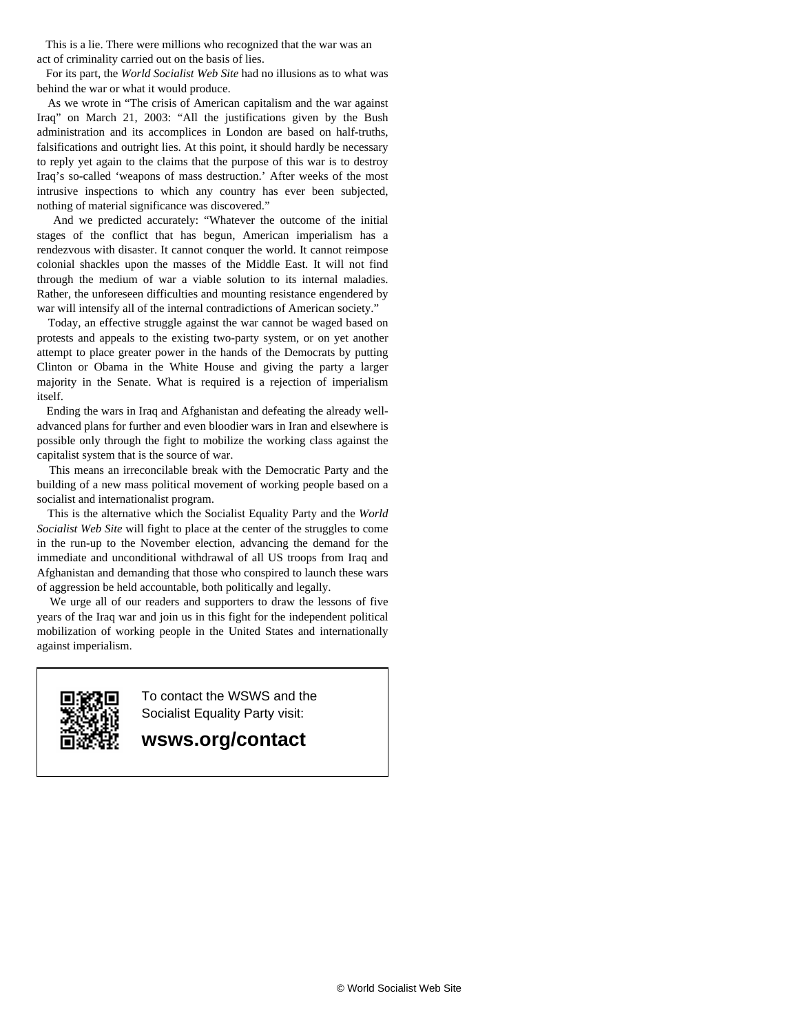This is a lie. There were millions who recognized that the war was an act of criminality carried out on the basis of lies.

For its part, the *World Socialist Web Site* had no illusions as to what was behind the war or what it would produce.

As we wrote in "The crisis of American capitalism and the war against Iraq" on March 21, 2003: "All the justifications given by the Bush administration and its accomplices in London are based on half-truths, falsifications and outright lies. At this point, it should hardly be necessary to reply yet again to the claims that the purpose of this war is to destroy Iraq's so-called 'weapons of mass destruction.' After weeks of the most intrusive inspections to which any country has ever been subjected, nothing of material significance was discovered."

And we predicted accurately: "Whatever the outcome of the initial stages of the conflict that has begun, American imperialism has a rendezvous with disaster. It cannot conquer the world. It cannot reimpose colonial shackles upon the masses of the Middle East. It will not find through the medium of war a viable solution to its internal maladies. Rather, the unforeseen difficulties and mounting resistance engendered by war will intensify all of the internal contradictions of American society."

Today, an effective struggle against the war cannot be waged based on protests and appeals to the existing two-party system, or on yet another attempt to place greater power in the hands of the Democrats by putting Clinton or Obama in the White House and giving the party a larger majority in the Senate. What is required is a rejection of imperialism itself.

Ending the wars in Iraq and Afghanistan and defeating the already well-advanced plans for further and even bloodier wars in Iran and elsewhere is possible only through the fight to mobilize the working class against the capitalist system that is the source of war.

This means an irreconcilable break with the Democratic Party and the building of a new mass political movement of working people based on a socialist and internationalist program.

This is the alternative which the Socialist Equality Party and the *World Socialist Web Site* will fight to place at the center of the struggles to come in the run-up to the November election, advancing the demand for the immediate and unconditional withdrawal of all US troops from Iraq and Afghanistan and demanding that those who conspired to launch these wars of aggression be held accountable, both politically and legally.

We urge all of our readers and supporters to draw the lessons of five years of the Iraq war and join us in this fight for the independent political mobilization of working people in the United States and internationally against imperialism.

To contact the WSWS and the Socialist Equality Party visit:

**wsws.org/contact**